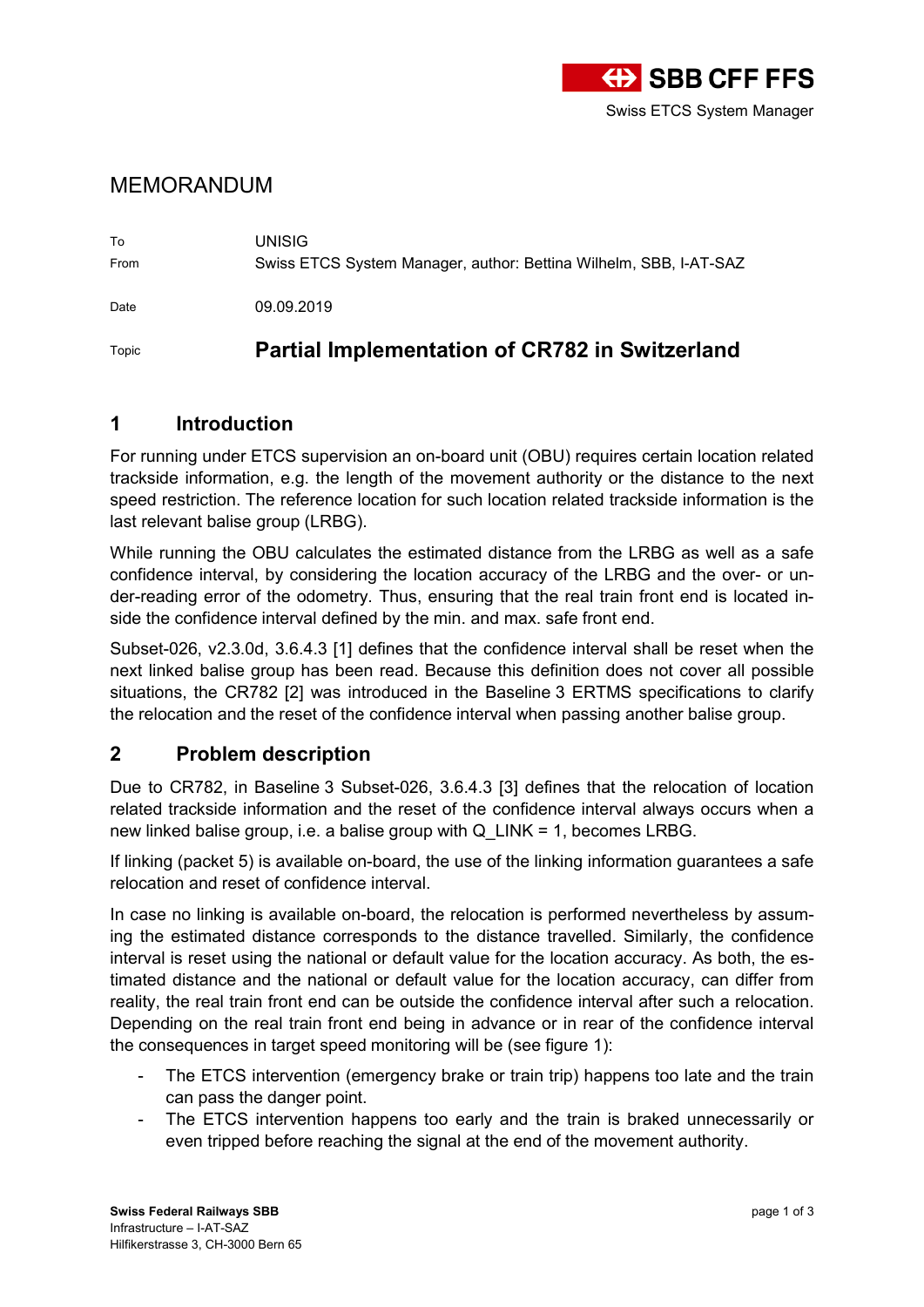SBB CFF FFS

Swiss ETCS System Manager

# MEMORANDUM

| | |
|---|---|
| To | UNISIG |
| From | Swiss ETCS System Manager, author: Bettina Wilhelm, SBB, I-AT-SAZ |
| Date | 09.09.2019 |
| Topic | **Partial Implementation of CR782 in Switzerland** |

## 1 Introduction

For running under ETCS supervision an on-board unit (OBU) requires certain location related trackside information, e.g. the length of the movement authority or the distance to the next speed restriction. The reference location for such location related trackside information is the last relevant balise group (LRBG).

While running the OBU calculates the estimated distance from the LRBG as well as a safe confidence interval, by considering the location accuracy of the LRBG and the over- or under-reading error of the odometry. Thus, ensuring that the real train front end is located inside the confidence interval defined by the min. and max. safe front end.

Subset-026, v2.3.0d, 3.6.4.3 [1] defines that the confidence interval shall be reset when the next linked balise group has been read. Because this definition does not cover all possible situations, the CR782 [2] was introduced in the Baseline 3 ERTMS specifications to clarify the relocation and the reset of the confidence interval when passing another balise group.

## 2 Problem description

Due to CR782, in Baseline 3 Subset-026, 3.6.4.3 [3] defines that the relocation of location related trackside information and the reset of the confidence interval always occurs when a new linked balise group, i.e. a balise group with Q_LINK = 1, becomes LRBG.

If linking (packet 5) is available on-board, the use of the linking information guarantees a safe relocation and reset of confidence interval.

In case no linking is available on-board, the relocation is performed nevertheless by assuming the estimated distance corresponds to the distance travelled. Similarly, the confidence interval is reset using the national or default value for the location accuracy. As both, the estimated distance and the national or default value for the location accuracy, can differ from reality, the real train front end can be outside the confidence interval after such a relocation. Depending on the real train front end being in advance or in rear of the confidence interval the consequences in target speed monitoring will be (see figure 1):

- The ETCS intervention (emergency brake or train trip) happens too late and the train can pass the danger point.
- The ETCS intervention happens too early and the train is braked unnecessarily or even tripped before reaching the signal at the end of the movement authority.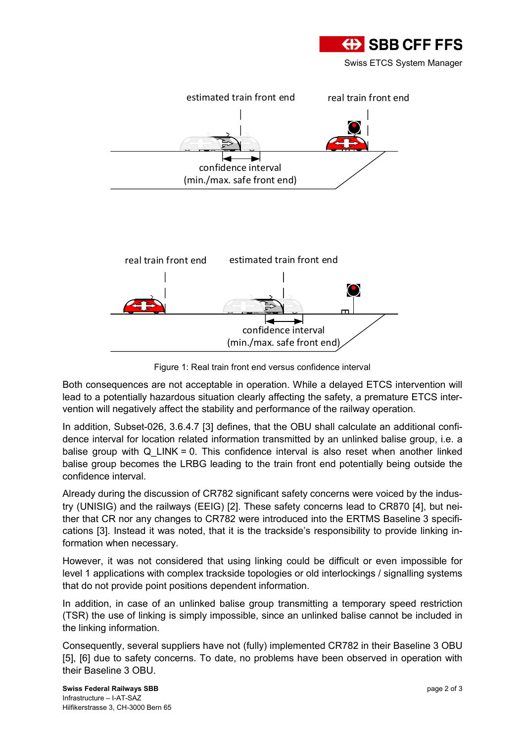Figure 1: Real train front end versus confidence interval

Both consequences are not acceptable in operation. While a delayed ETCS intervention will lead to a potentially hazardous situation clearly affecting the safety, a premature ETCS intervention will negatively affect the stability and performance of the railway operation.

In addition, Subset-026, 3.6.4.7 [3] defines, that the OBU shall calculate an additional confidence interval for location related information transmitted by an unlinked balise group, i.e. a balise group with Q_LINK = 0. This confidence interval is also reset when another linked balise group becomes the LRBG leading to the train front end potentially being outside the confidence interval.

Already during the discussion of CR782 significant safety concerns were voiced by the industry (UNISIG) and the railways (EEIG) [2]. These safety concerns lead to CR870 [4], but neither that CR nor any changes to CR782 were introduced into the ERTMS Baseline 3 specifications [3]. Instead it was noted, that it is the trackside's responsibility to provide linking information when necessary.

However, it was not considered that using linking could be difficult or even impossible for level 1 applications with complex trackside topologies or old interlockings / signalling systems that do not provide point positions dependent information.

In addition, in case of an unlinked balise group transmitting a temporary speed restriction (TSR) the use of linking is simply impossible, since an unlinked balise cannot be included in the linking information.

Consequently, several suppliers have not (fully) implemented CR782 in their Baseline 3 OBU [5], [6] due to safety concerns. To date, no problems have been observed in operation with their Baseline 3 OBU.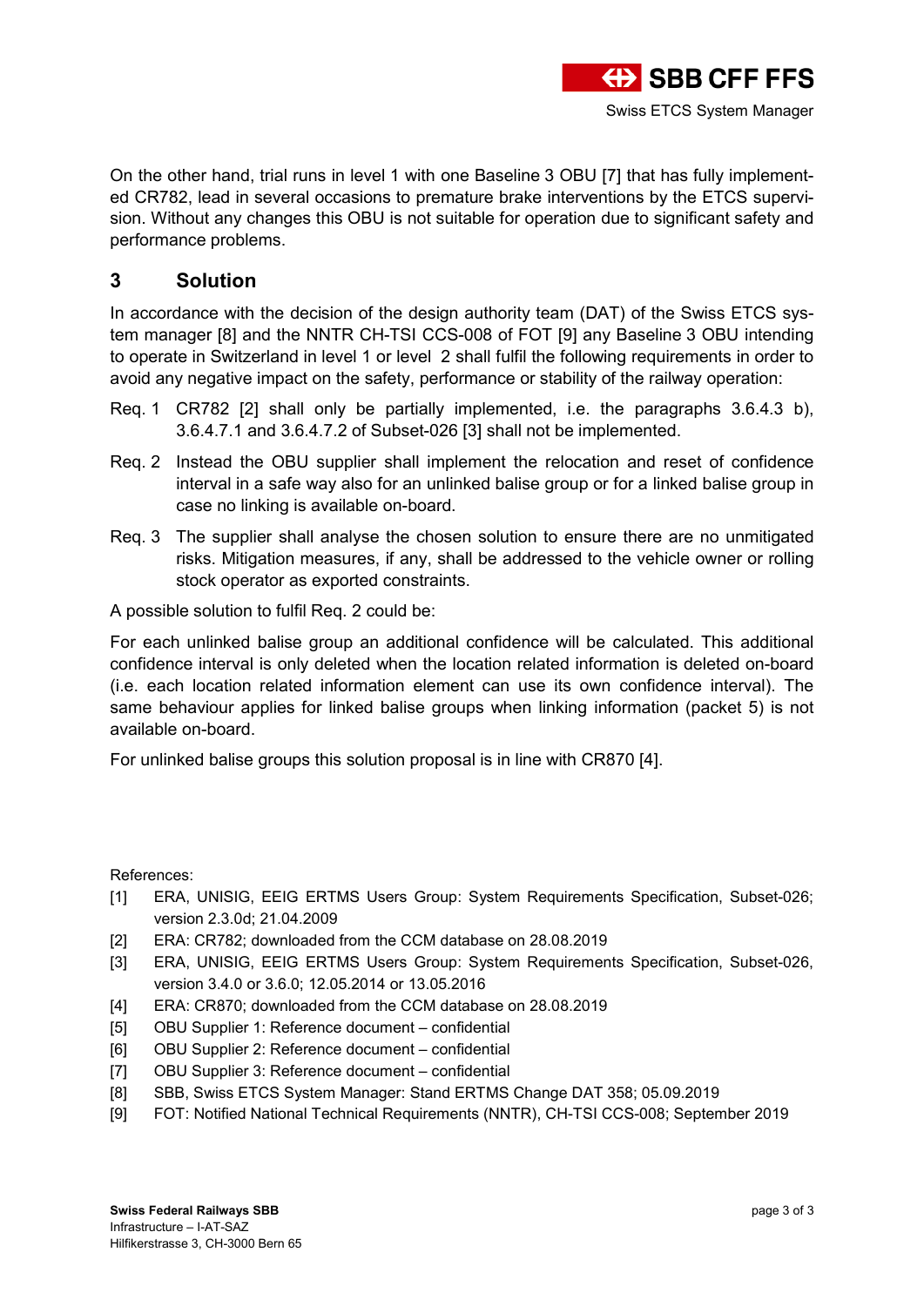On the other hand, trial runs in level 1 with one Baseline 3 OBU [7] that has fully implemented CR782, lead in several occasions to premature brake interventions by the ETCS supervision. Without any changes this OBU is not suitable for operation due to significant safety and performance problems.

## 3 Solution

In accordance with the decision of the design authority team (DAT) of the Swiss ETCS system manager [8] and the NNTR CH-TSI CCS-008 of FOT [9] any Baseline 3 OBU intending to operate in Switzerland in level 1 or level 2 shall fulfil the following requirements in order to avoid any negative impact on the safety, performance or stability of the railway operation:

Req. 1 CR782 [2] shall only be partially implemented, i.e. the paragraphs 3.6.4.3 b), 3.6.4.7.1 and 3.6.4.7.2 of Subset-026 [3] shall not be implemented.

Req. 2 Instead the OBU supplier shall implement the relocation and reset of confidence interval in a safe way also for an unlinked balise group or for a linked balise group in case no linking is available on-board.

Req. 3 The supplier shall analyse the chosen solution to ensure there are no unmitigated risks. Mitigation measures, if any, shall be addressed to the vehicle owner or rolling stock operator as exported constraints.

A possible solution to fulfil Req. 2 could be:

For each unlinked balise group an additional confidence will be calculated. This additional confidence interval is only deleted when the location related information is deleted on-board (i.e. each location related information element can use its own confidence interval). The same behaviour applies for linked balise groups when linking information (packet 5) is not available on-board.

For unlinked balise groups this solution proposal is in line with CR870 [4].

References:

[1] ERA, UNISIG, EEIG ERTMS Users Group: System Requirements Specification, Subset-026; version 2.3.0d; 21.04.2009

[2] ERA: CR782; downloaded from the CCM database on 28.08.2019

[3] ERA, UNISIG, EEIG ERTMS Users Group: System Requirements Specification, Subset-026, version 3.4.0 or 3.6.0; 12.05.2014 or 13.05.2016

[4] ERA: CR870; downloaded from the CCM database on 28.08.2019

[5] OBU Supplier 1: Reference document – confidential

[6] OBU Supplier 2: Reference document – confidential

[7] OBU Supplier 3: Reference document – confidential

[8] SBB, Swiss ETCS System Manager: Stand ERTMS Change DAT 358; 05.09.2019

[9] FOT: Notified National Technical Requirements (NNTR), CH-TSI CCS-008; September 2019